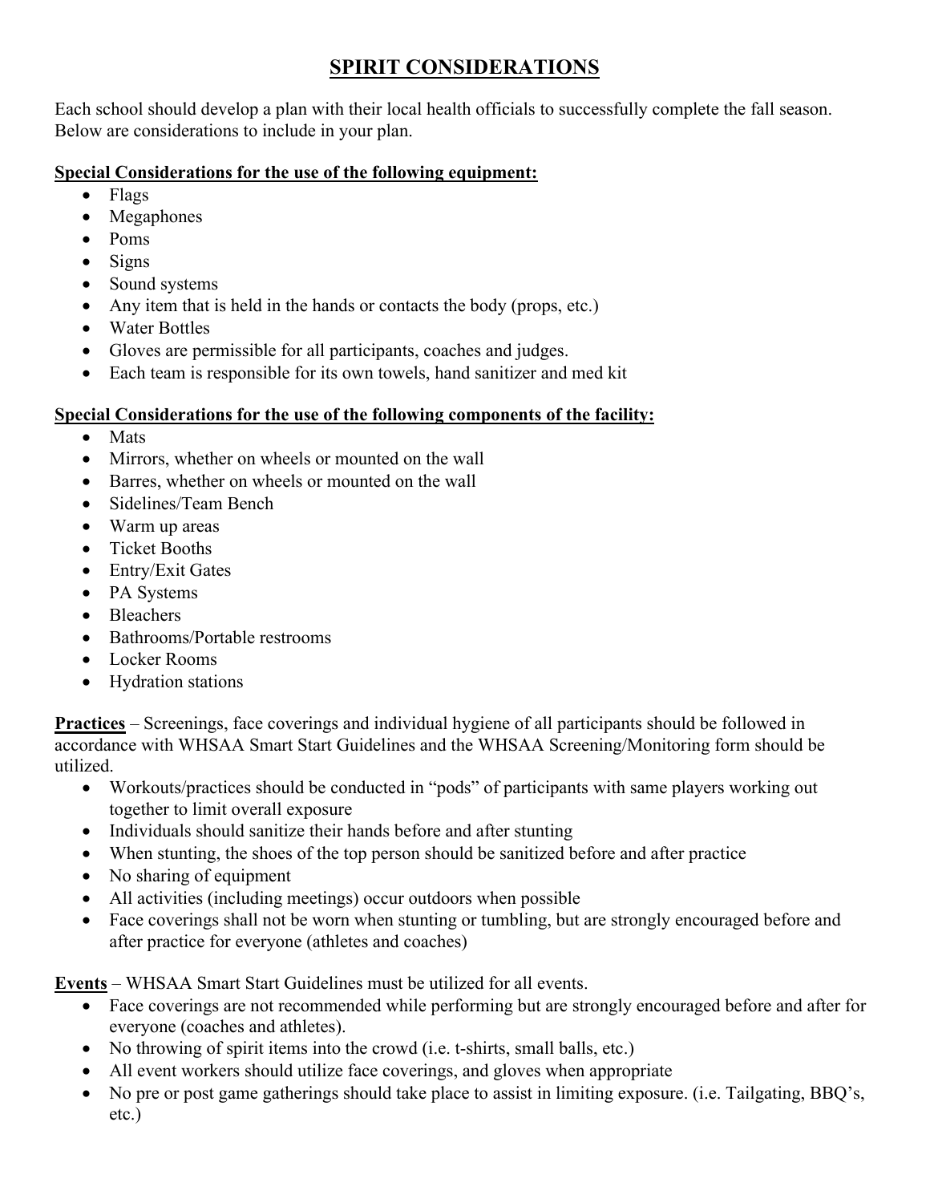# SPIRIT CONSIDERATIONS

Each school should develop a plan with their local health officials to successfully complete the fall season. Below are considerations to include in your plan.

**Special Considerations for the use of the following equipment:**

- Flags
- Megaphones
- Poms
- Signs
- Sound systems
- Any item that is held in the hands or contacts the body (props, etc.)
- Water Bottles
- Gloves are permissible for all participants, coaches and judges.
- Each team is responsible for its own towels, hand sanitizer and med kit

**Special Considerations for the use of the following components of the facility:**

- Mats
- Mirrors, whether on wheels or mounted on the wall
- Barres, whether on wheels or mounted on the wall
- Sidelines/Team Bench
- Warm up areas
- Ticket Booths
- Entry/Exit Gates
- PA Systems
- Bleachers
- Bathrooms/Portable restrooms
- Locker Rooms
- Hydration stations

**Practices** – Screenings, face coverings and individual hygiene of all participants should be followed in accordance with WHSAA Smart Start Guidelines and the WHSAA Screening/Monitoring form should be utilized.

- Workouts/practices should be conducted in "pods" of participants with same players working out together to limit overall exposure
- Individuals should sanitize their hands before and after stunting
- When stunting, the shoes of the top person should be sanitized before and after practice
- No sharing of equipment
- All activities (including meetings) occur outdoors when possible
- Face coverings shall not be worn when stunting or tumbling, but are strongly encouraged before and after practice for everyone (athletes and coaches)

**Events** – WHSAA Smart Start Guidelines must be utilized for all events.

- Face coverings are not recommended while performing but are strongly encouraged before and after for everyone (coaches and athletes).
- No throwing of spirit items into the crowd (i.e. t-shirts, small balls, etc.)
- All event workers should utilize face coverings, and gloves when appropriate
- No pre or post game gatherings should take place to assist in limiting exposure. (i.e. Tailgating, BBQ's, etc.)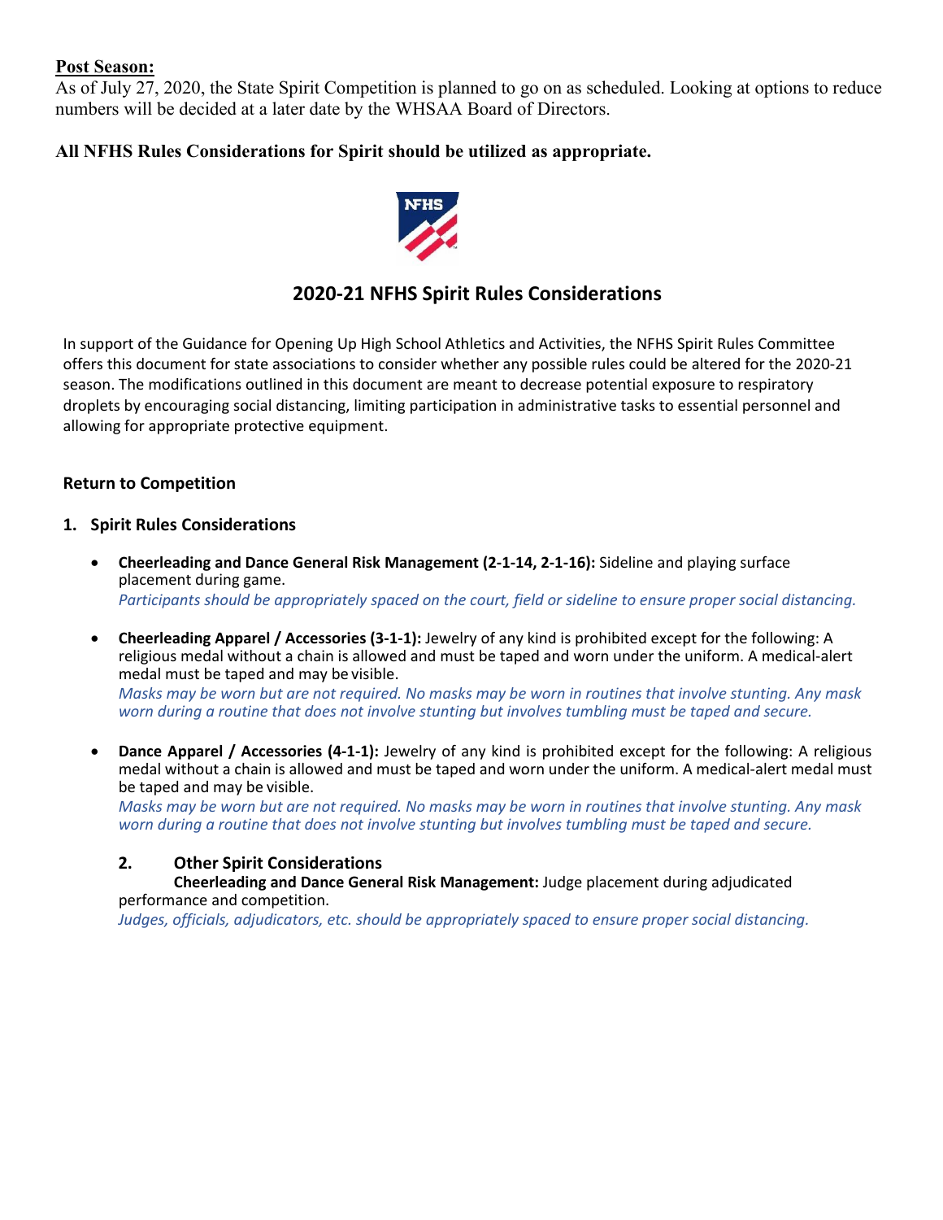**<u>Post Season:</u>**
As of July 27, 2020, the State Spirit Competition is planned to go on as scheduled. Looking at options to reduce numbers will be decided at a later date by the WHSAA Board of Directors.

**All NFHS Rules Considerations for Spirit should be utilized as appropriate.**

## 2020-21 NFHS Spirit Rules Considerations

In support of the Guidance for Opening Up High School Athletics and Activities, the NFHS Spirit Rules Committee offers this document for state associations to consider whether any possible rules could be altered for the 2020-21 season. The modifications outlined in this document are meant to decrease potential exposure to respiratory droplets by encouraging social distancing, limiting participation in administrative tasks to essential personnel and allowing for appropriate protective equipment.

### Return to Competition

1. **Spirit Rules Considerations**

- **Cheerleading and Dance General Risk Management (2-1-14, 2-1-16):** Sideline and playing surface placement during game.
  *Participants should be appropriately spaced on the court, field or sideline to ensure proper social distancing.*

- **Cheerleading Apparel / Accessories (3-1-1):** Jewelry of any kind is prohibited except for the following: A religious medal without a chain is allowed and must be taped and worn under the uniform. A medical-alert medal must be taped and may be visible.
  *Masks may be worn but are not required. No masks may be worn in routines that involve stunting. Any mask worn during a routine that does not involve stunting but involves tumbling must be taped and secure.*

- **Dance Apparel / Accessories (4-1-1):** Jewelry of any kind is prohibited except for the following: A religious medal without a chain is allowed and must be taped and worn under the uniform. A medical-alert medal must be taped and may be visible.
  *Masks may be worn but are not required. No masks may be worn in routines that involve stunting. Any mask worn during a routine that does not involve stunting but involves tumbling must be taped and secure.*

2. **Other Spirit Considerations**

**Cheerleading and Dance General Risk Management:** Judge placement during adjudicated performance and competition.
*Judges, officials, adjudicators, etc. should be appropriately spaced to ensure proper social distancing.*